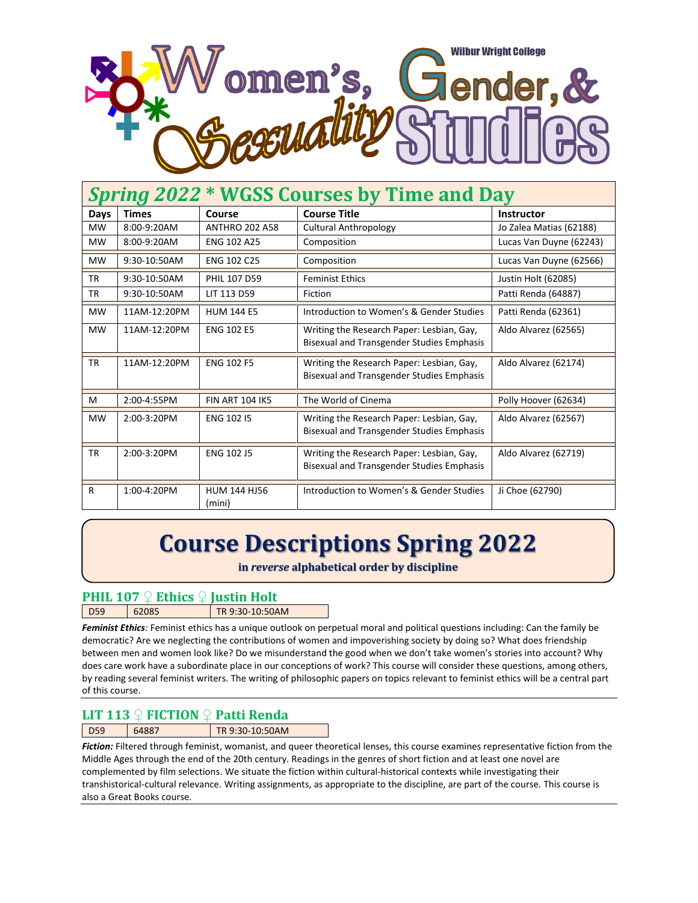Wilbur Wright College

# Women's, Gender, & Sexuality Studies

## Spring 2022 * WGSS Courses by Time and Day

| Days | Times | Course | Course Title | Instructor |
|---|---|---|---|---|
| MW | 8:00-9:20AM | ANTHRO 202 A58 | Cultural Anthropology | Jo Zalea Matias (62188) |
| MW | 8:00-9:20AM | ENG 102 A25 | Composition | Lucas Van Duyne (62243) |
| MW | 9:30-10:50AM | ENG 102 C25 | Composition | Lucas Van Duyne (62566) |
| TR | 9:30-10:50AM | PHIL 107 D59 | Feminist Ethics | Justin Holt (62085) |
| TR | 9:30-10:50AM | LIT 113 D59 | Fiction | Patti Renda (64887) |
| MW | 11AM-12:20PM | HUM 144 E5 | Introduction to Women's & Gender Studies | Patti Renda (62361) |
| MW | 11AM-12:20PM | ENG 102 E5 | Writing the Research Paper: Lesbian, Gay, Bisexual and Transgender Studies Emphasis | Aldo Alvarez (62565) |
| TR | 11AM-12:20PM | ENG 102 F5 | Writing the Research Paper: Lesbian, Gay, Bisexual and Transgender Studies Emphasis | Aldo Alvarez (62174) |
| M | 2:00-4:55PM | FIN ART 104 IK5 | The World of Cinema | Polly Hoover (62634) |
| MW | 2:00-3:20PM | ENG 102 I5 | Writing the Research Paper: Lesbian, Gay, Bisexual and Transgender Studies Emphasis | Aldo Alvarez (62567) |
| TR | 2:00-3:20PM | ENG 102 J5 | Writing the Research Paper: Lesbian, Gay, Bisexual and Transgender Studies Emphasis | Aldo Alvarez (62719) |
| R | 1:00-4:20PM | HUM 144 HJ56 (mini) | Introduction to Women's & Gender Studies | Ji Choe (62790) |

## Course Descriptions Spring 2022

**in *reverse* alphabetical order by discipline**

### PHIL 107 ♀ Ethics ♀ Justin Holt

| D59 | 62085 | TR 9:30-10:50AM |
|---|---|---|

***Feminist Ethics****:* Feminist ethics has a unique outlook on perpetual moral and political questions including: Can the family be democratic? Are we neglecting the contributions of women and impoverishing society by doing so? What does friendship between men and women look like? Do we misunderstand the good when we don't take women's stories into account? Why does care work have a subordinate place in our conceptions of work? This course will consider these questions, among others, by reading several feminist writers. The writing of philosophic papers on topics relevant to feminist ethics will be a central part of this course.

### LIT 113 ♀ FICTION ♀ Patti Renda

| D59 | 64887 | TR 9:30-10:50AM |
|---|---|---|

***Fiction:*** Filtered through feminist, womanist, and queer theoretical lenses, this course examines representative fiction from the Middle Ages through the end of the 20th century. Readings in the genres of short fiction and at least one novel are complemented by film selections. We situate the fiction within cultural-historical contexts while investigating their transhistorical-cultural relevance. Writing assignments, as appropriate to the discipline, are part of the course. This course is also a Great Books course.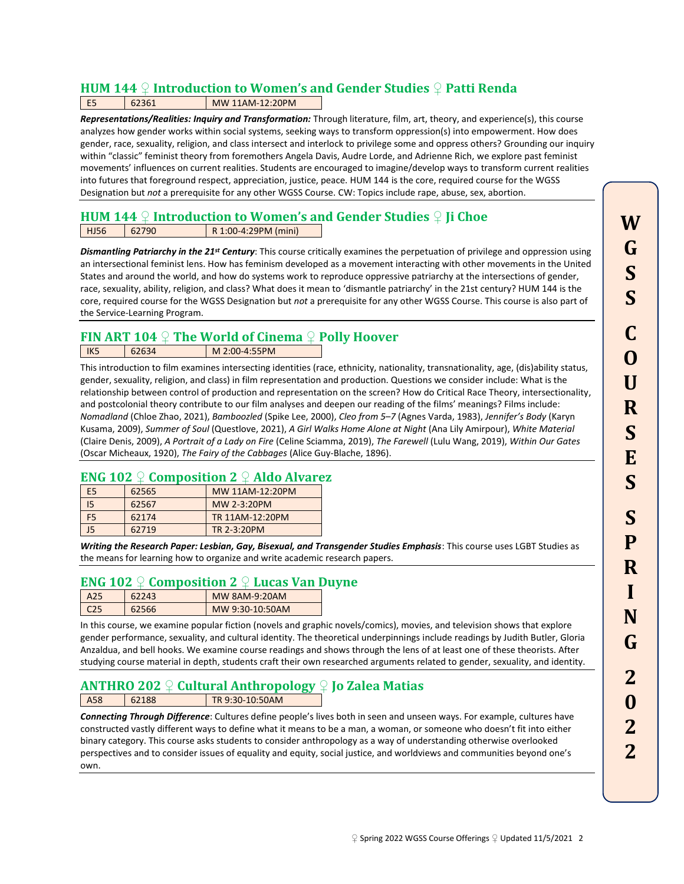## HUM 144 ♀ Introduction to Women's and Gender Studies ♀ Patti Renda

| | | |
|---|---|---|
| E5 | 62361 | MW 11AM-12:20PM |

***Representations/Realities: Inquiry and Transformation:*** Through literature, film, art, theory, and experience(s), this course analyzes how gender works within social systems, seeking ways to transform oppression(s) into empowerment. How does gender, race, sexuality, religion, and class intersect and interlock to privilege some and oppress others? Grounding our inquiry within "classic" feminist theory from foremothers Angela Davis, Audre Lorde, and Adrienne Rich, we explore past feminist movements' influences on current realities. Students are encouraged to imagine/develop ways to transform current realities into futures that foreground respect, appreciation, justice, peace. HUM 144 is the core, required course for the WGSS Designation but *not* a prerequisite for any other WGSS Course. CW: Topics include rape, abuse, sex, abortion.

## HUM 144 ♀ Introduction to Women's and Gender Studies ♀ Ji Choe

| | | |
|---|---|---|
| HJ56 | 62790 | R 1:00-4:29PM (mini) |

***Dismantling Patriarchy in the 21st Century***: This course critically examines the perpetuation of privilege and oppression using an intersectional feminist lens. How has feminism developed as a movement interacting with other movements in the United States and around the world, and how do systems work to reproduce oppressive patriarchy at the intersections of gender, race, sexuality, ability, religion, and class? What does it mean to 'dismantle patriarchy' in the 21st century? HUM 144 is the core, required course for the WGSS Designation but *not* a prerequisite for any other WGSS Course. This course is also part of the Service-Learning Program.

## FIN ART 104 ♀ The World of Cinema ♀ Polly Hoover

| | | |
|---|---|---|
| IK5 | 62634 | M 2:00-4:55PM |

This introduction to film examines intersecting identities (race, ethnicity, nationality, transnationality, age, (dis)ability status, gender, sexuality, religion, and class) in film representation and production. Questions we consider include: What is the relationship between control of production and representation on the screen? How do Critical Race Theory, intersectionality, and postcolonial theory contribute to our film analyses and deepen our reading of the films' meanings? Films include: *Nomadland* (Chloe Zhao, 2021), *Bamboozled* (Spike Lee, 2000), *Cleo from 5–7* (Agnes Varda, 1983), *Jennifer's Body* (Karyn Kusama, 2009), *Summer of Soul* (Questlove, 2021), *A Girl Walks Home Alone at Night* (Ana Lily Amirpour), *White Material* (Claire Denis, 2009), *A Portrait of a Lady on Fire* (Celine Sciamma, 2019), *The Farewell* (Lulu Wang, 2019), *Within Our Gates* (Oscar Micheaux, 1920), *The Fairy of the Cabbages* (Alice Guy-Blache, 1896).

## ENG 102 ♀ Composition 2 ♀ Aldo Alvarez

| | | |
|---|---|---|
| E5 | 62565 | MW 11AM-12:20PM |
| I5 | 62567 | MW 2-3:20PM |
| F5 | 62174 | TR 11AM-12:20PM |
| J5 | 62719 | TR 2-3:20PM |

***Writing the Research Paper: Lesbian, Gay, Bisexual, and Transgender Studies Emphasis***: This course uses LGBT Studies as the means for learning how to organize and write academic research papers.

## ENG 102 ♀ Composition 2 ♀ Lucas Van Duyne

| | | |
|---|---|---|
| A25 | 62243 | MW 8AM-9:20AM |
| C25 | 62566 | MW 9:30-10:50AM |

In this course, we examine popular fiction (novels and graphic novels/comics), movies, and television shows that explore gender performance, sexuality, and cultural identity. The theoretical underpinnings include readings by Judith Butler, Gloria Anzaldua, and bell hooks. We examine course readings and shows through the lens of at least one of these theorists. After studying course material in depth, students craft their own researched arguments related to gender, sexuality, and identity.

## ANTHRO 202 ♀ Cultural Anthropology ♀ Jo Zalea Matias

| | | |
|---|---|---|
| A58 | 62188 | TR 9:30-10:50AM |

***Connecting Through Difference***: Cultures define people's lives both in seen and unseen ways. For example, cultures have constructed vastly different ways to define what it means to be a man, a woman, or someone who doesn't fit into either binary category. This course asks students to consider anthropology as a way of understanding otherwise overlooked perspectives and to consider issues of equality and equity, social justice, and worldviews and communities beyond one's own.

WGSS COURSES SPRING 2022